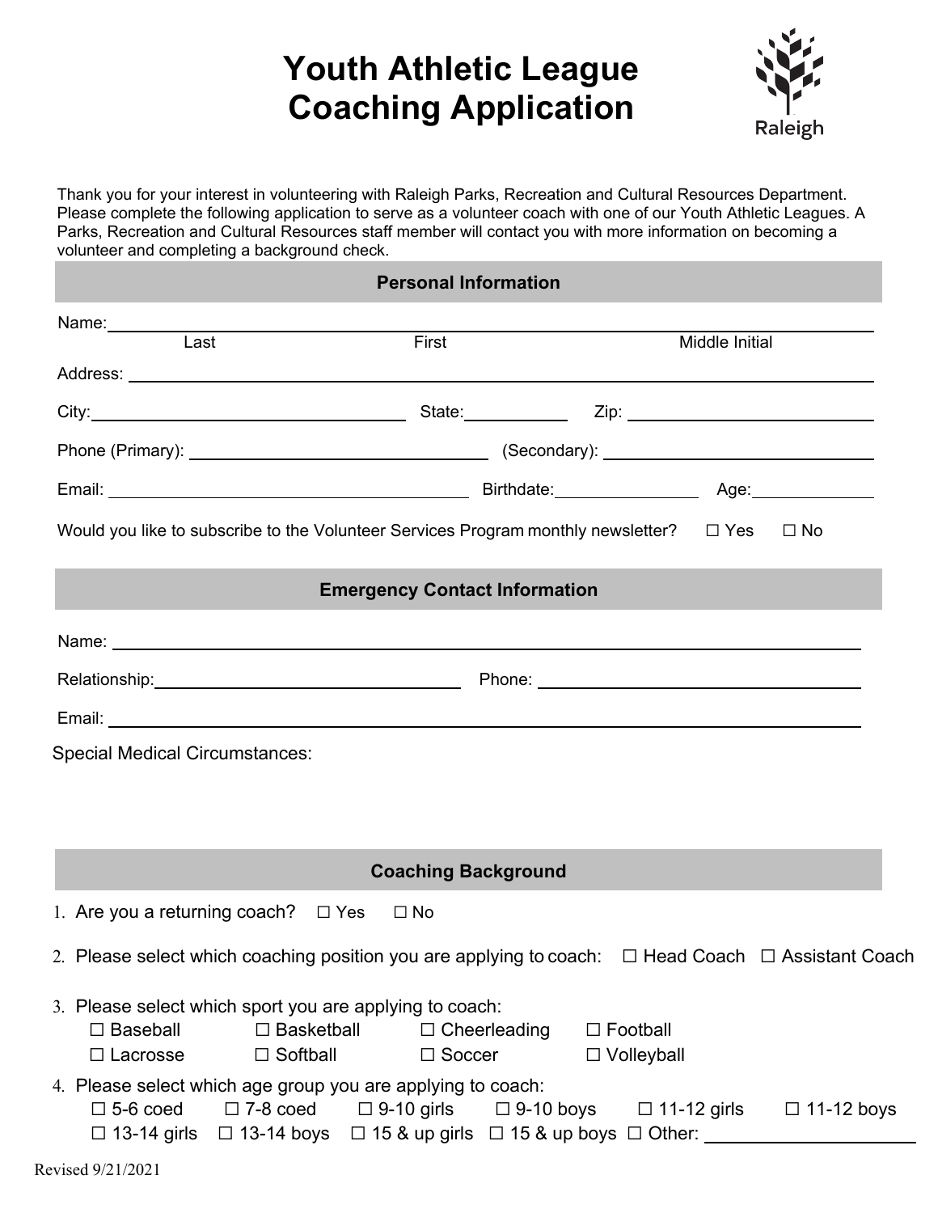# Youth Athletic League Coaching Application

Raleigh

Thank you for your interest in volunteering with Raleigh Parks, Recreation and Cultural Resources Department. Please complete the following application to serve as a volunteer coach with one of our Youth Athletic Leagues. A Parks, Recreation and Cultural Resources staff member will contact you with more information on becoming a volunteer and completing a background check.

## Personal Information

Name: ______________________________________________
Last / First / Middle Initial

Address: ______________________________________________

City: ____________________ State: __________ Zip: ____________________

Phone (Primary): ____________________ (Secondary): ____________________

Email: ____________________ Birthdate: ____________ Age: ____________

Would you like to subscribe to the Volunteer Services Program monthly newsletter? ☐ Yes ☐ No

## Emergency Contact Information

Name: ______________________________________________

Relationship: ____________________ Phone: ____________________

Email: ______________________________________________

Special Medical Circumstances:

## Coaching Background

1. Are you a returning coach? ☐ Yes ☐ No
2. Please select which coaching position you are applying to coach: ☐ Head Coach ☐ Assistant Coach
3. Please select which sport you are applying to coach:
   ☐ Baseball ☐ Basketball ☐ Cheerleading ☐ Football
   ☐ Lacrosse ☐ Softball ☐ Soccer ☐ Volleyball
4. Please select which age group you are applying to coach:
   ☐ 5-6 coed ☐ 7-8 coed ☐ 9-10 girls ☐ 9-10 boys ☐ 11-12 girls ☐ 11-12 boys
   ☐ 13-14 girls ☐ 13-14 boys ☐ 15 & up girls ☐ 15 & up boys ☐ Other: ____________________

Revised 9/21/2021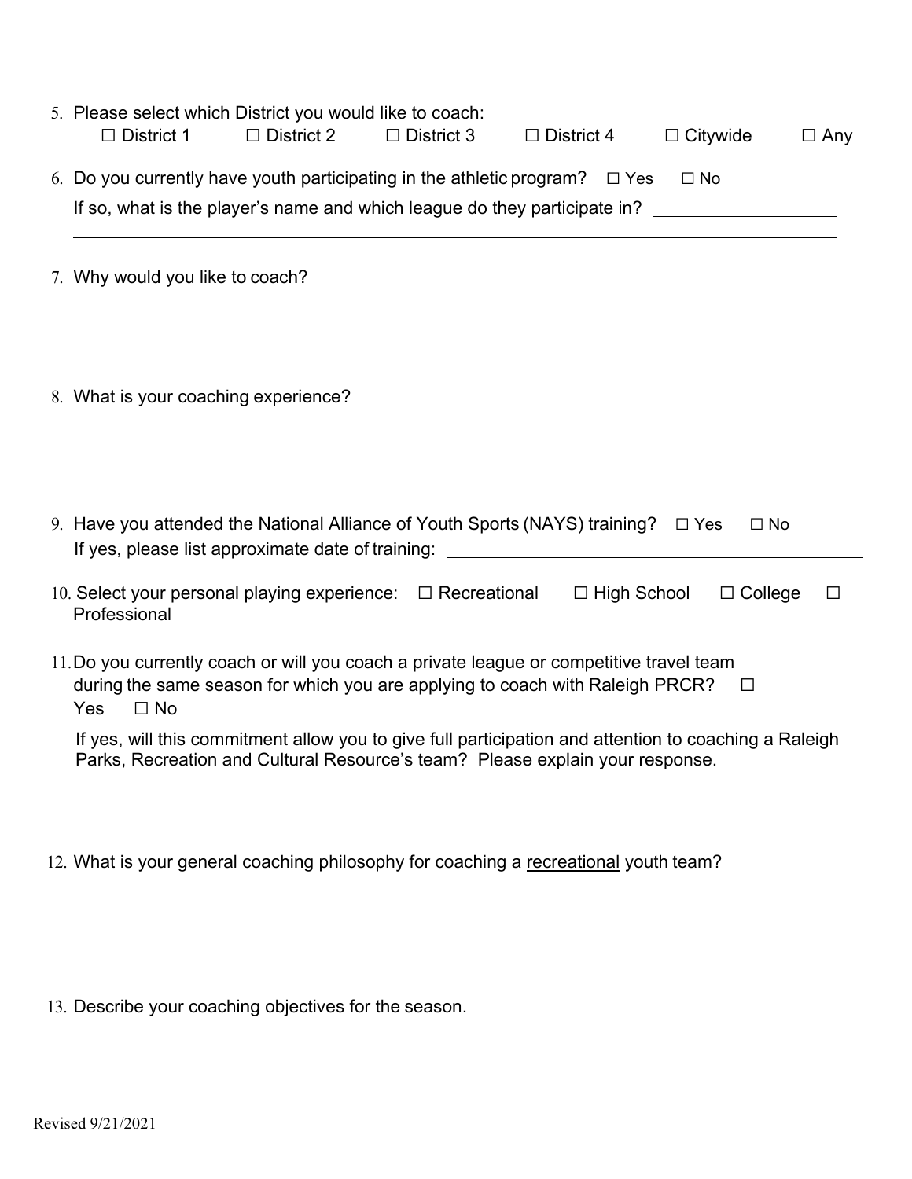5. Please select which District you would like to coach:
   ☐ District 1 ☐ District 2 ☐ District 3 ☐ District 4 ☐ Citywide ☐ Any

6. Do you currently have youth participating in the athletic program? ☐ Yes ☐ No
   If so, what is the player's name and which league do they participate in? ____________________

   ________________________________________________________________________________

7. Why would you like to coach?

8. What is your coaching experience?

9. Have you attended the National Alliance of Youth Sports (NAYS) training? ☐ Yes ☐ No
   If yes, please list approximate date of training: ______________________________________

10. Select your personal playing experience: ☐ Recreational ☐ High School ☐ College ☐ Professional

11. Do you currently coach or will you coach a private league or competitive travel team during the same season for which you are applying to coach with Raleigh PRCR? ☐ Yes ☐ No

    If yes, will this commitment allow you to give full participation and attention to coaching a Raleigh Parks, Recreation and Cultural Resource's team? Please explain your response.

12. What is your general coaching philosophy for coaching a <u>recreational</u> youth team?

13. Describe your coaching objectives for the season.

Revised 9/21/2021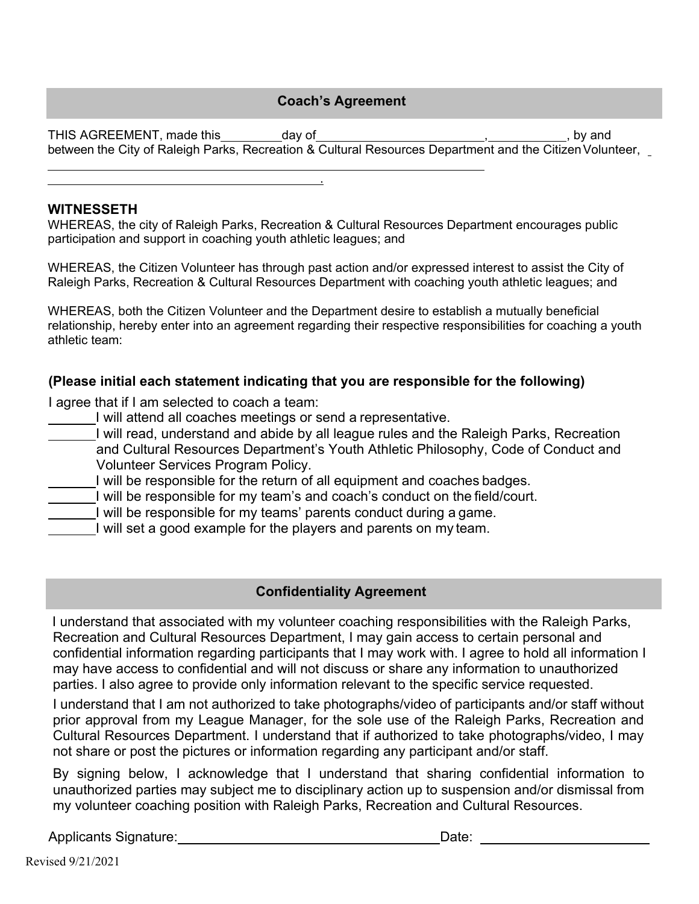## Coach's Agreement

THIS AGREEMENT, made this ________ day of ________________________, __________, by and between the City of Raleigh Parks, Recreation & Cultural Resources Department and the Citizen Volunteer, ______________________________________________________________

________________________________________.

### WITNESSETH

WHEREAS, the city of Raleigh Parks, Recreation & Cultural Resources Department encourages public participation and support in coaching youth athletic leagues; and

WHEREAS, the Citizen Volunteer has through past action and/or expressed interest to assist the City of Raleigh Parks, Recreation & Cultural Resources Department with coaching youth athletic leagues; and

WHEREAS, both the Citizen Volunteer and the Department desire to establish a mutually beneficial relationship, hereby enter into an agreement regarding their respective responsibilities for coaching a youth athletic team:

**(Please initial each statement indicating that you are responsible for the following)**

I agree that if I am selected to coach a team:

______ I will attend all coaches meetings or send a representative.

______ I will read, understand and abide by all league rules and the Raleigh Parks, Recreation and Cultural Resources Department's Youth Athletic Philosophy, Code of Conduct and Volunteer Services Program Policy.

______ I will be responsible for the return of all equipment and coaches badges.

______ I will be responsible for my team's and coach's conduct on the field/court.

______ I will be responsible for my teams' parents conduct during a game.

______ I will set a good example for the players and parents on my team.

## Confidentiality Agreement

I understand that associated with my volunteer coaching responsibilities with the Raleigh Parks, Recreation and Cultural Resources Department, I may gain access to certain personal and confidential information regarding participants that I may work with. I agree to hold all information I may have access to confidential and will not discuss or share any information to unauthorized parties. I also agree to provide only information relevant to the specific service requested.

I understand that I am not authorized to take photographs/video of participants and/or staff without prior approval from my League Manager, for the sole use of the Raleigh Parks, Recreation and Cultural Resources Department. I understand that if authorized to take photographs/video, I may not share or post the pictures or information regarding any participant and/or staff.

By signing below, I acknowledge that I understand that sharing confidential information to unauthorized parties may subject me to disciplinary action up to suspension and/or dismissal from my volunteer coaching position with Raleigh Parks, Recreation and Cultural Resources.

Applicants Signature: ________________________________ Date: ____________________

Revised 9/21/2021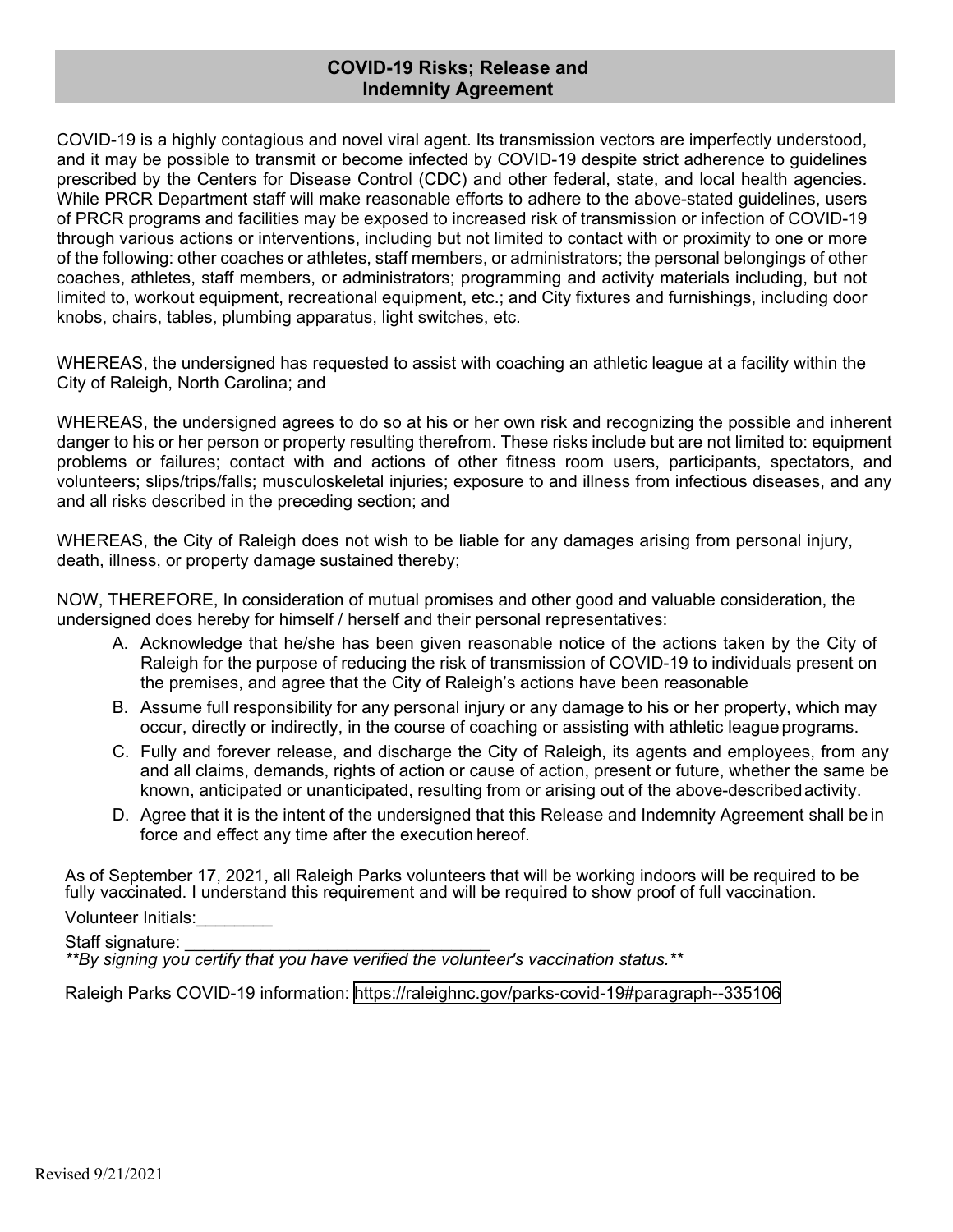## COVID-19 Risks; Release and Indemnity Agreement

COVID-19 is a highly contagious and novel viral agent. Its transmission vectors are imperfectly understood, and it may be possible to transmit or become infected by COVID-19 despite strict adherence to guidelines prescribed by the Centers for Disease Control (CDC) and other federal, state, and local health agencies. While PRCR Department staff will make reasonable efforts to adhere to the above-stated guidelines, users of PRCR programs and facilities may be exposed to increased risk of transmission or infection of COVID-19 through various actions or interventions, including but not limited to contact with or proximity to one or more of the following: other coaches or athletes, staff members, or administrators; the personal belongings of other coaches, athletes, staff members, or administrators; programming and activity materials including, but not limited to, workout equipment, recreational equipment, etc.; and City fixtures and furnishings, including door knobs, chairs, tables, plumbing apparatus, light switches, etc.

WHEREAS, the undersigned has requested to assist with coaching an athletic league at a facility within the City of Raleigh, North Carolina; and

WHEREAS, the undersigned agrees to do so at his or her own risk and recognizing the possible and inherent danger to his or her person or property resulting therefrom. These risks include but are not limited to: equipment problems or failures; contact with and actions of other fitness room users, participants, spectators, and volunteers; slips/trips/falls; musculoskeletal injuries; exposure to and illness from infectious diseases, and any and all risks described in the preceding section; and

WHEREAS, the City of Raleigh does not wish to be liable for any damages arising from personal injury, death, illness, or property damage sustained thereby;

NOW, THEREFORE, In consideration of mutual promises and other good and valuable consideration, the undersigned does hereby for himself / herself and their personal representatives:

A. Acknowledge that he/she has been given reasonable notice of the actions taken by the City of Raleigh for the purpose of reducing the risk of transmission of COVID-19 to individuals present on the premises, and agree that the City of Raleigh's actions have been reasonable
B. Assume full responsibility for any personal injury or any damage to his or her property, which may occur, directly or indirectly, in the course of coaching or assisting with athletic league programs.
C. Fully and forever release, and discharge the City of Raleigh, its agents and employees, from any and all claims, demands, rights of action or cause of action, present or future, whether the same be known, anticipated or unanticipated, resulting from or arising out of the above-described activity.
D. Agree that it is the intent of the undersigned that this Release and Indemnity Agreement shall be in force and effect any time after the execution hereof.

As of September 17, 2021, all Raleigh Parks volunteers that will be working indoors will be required to be fully vaccinated. I understand this requirement and will be required to show proof of full vaccination.

Volunteer Initials:________

Staff signature: _______________________________

***By signing you certify that you have verified the volunteer's vaccination status.***

Raleigh Parks COVID-19 information: https://raleighnc.gov/parks-covid-19#paragraph--335106

Revised 9/21/2021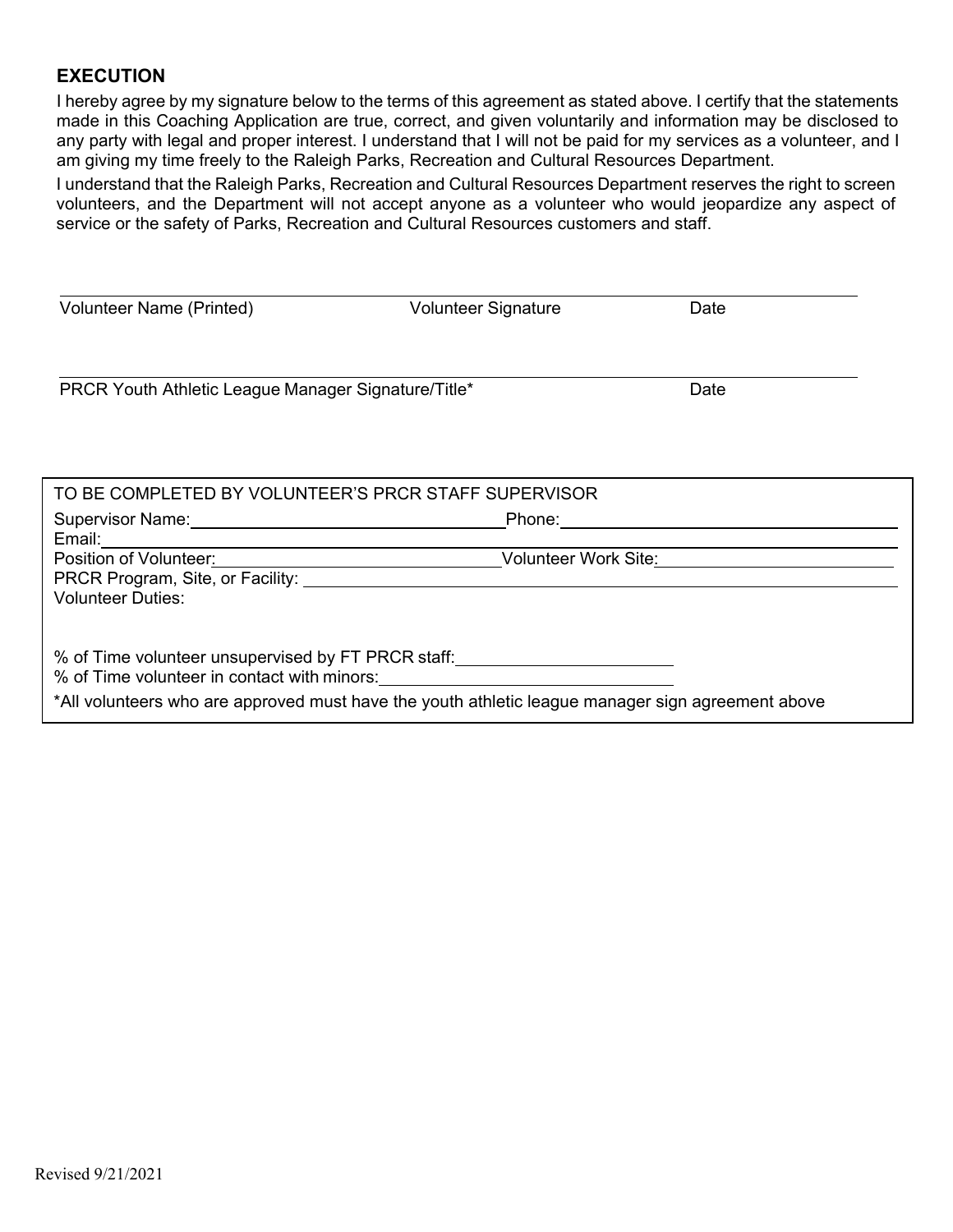## EXECUTION

I hereby agree by my signature below to the terms of this agreement as stated above. I certify that the statements made in this Coaching Application are true, correct, and given voluntarily and information may be disclosed to any party with legal and proper interest. I understand that I will not be paid for my services as a volunteer, and I am giving my time freely to the Raleigh Parks, Recreation and Cultural Resources Department.

I understand that the Raleigh Parks, Recreation and Cultural Resources Department reserves the right to screen volunteers, and the Department will not accept anyone as a volunteer who would jeopardize any aspect of service or the safety of Parks, Recreation and Cultural Resources customers and staff.

_______________________________________________________________________________

Volunteer Name (Printed)          Volunteer Signature          Date

_______________________________________________________________________________

PRCR Youth Athletic League Manager Signature/Title*          Date

---

TO BE COMPLETED BY VOLUNTEER'S PRCR STAFF SUPERVISOR

Supervisor Name:______________________ Phone:______________________

Email:______________________________________________

Position of Volunteer:______________________ Volunteer Work Site:______________________

PRCR Program, Site, or Facility:______________________________

Volunteer Duties:

% of Time volunteer unsupervised by FT PRCR staff:______________

% of Time volunteer in contact with minors:______________

*All volunteers who are approved must have the youth athletic league manager sign agreement above

Revised 9/21/2021